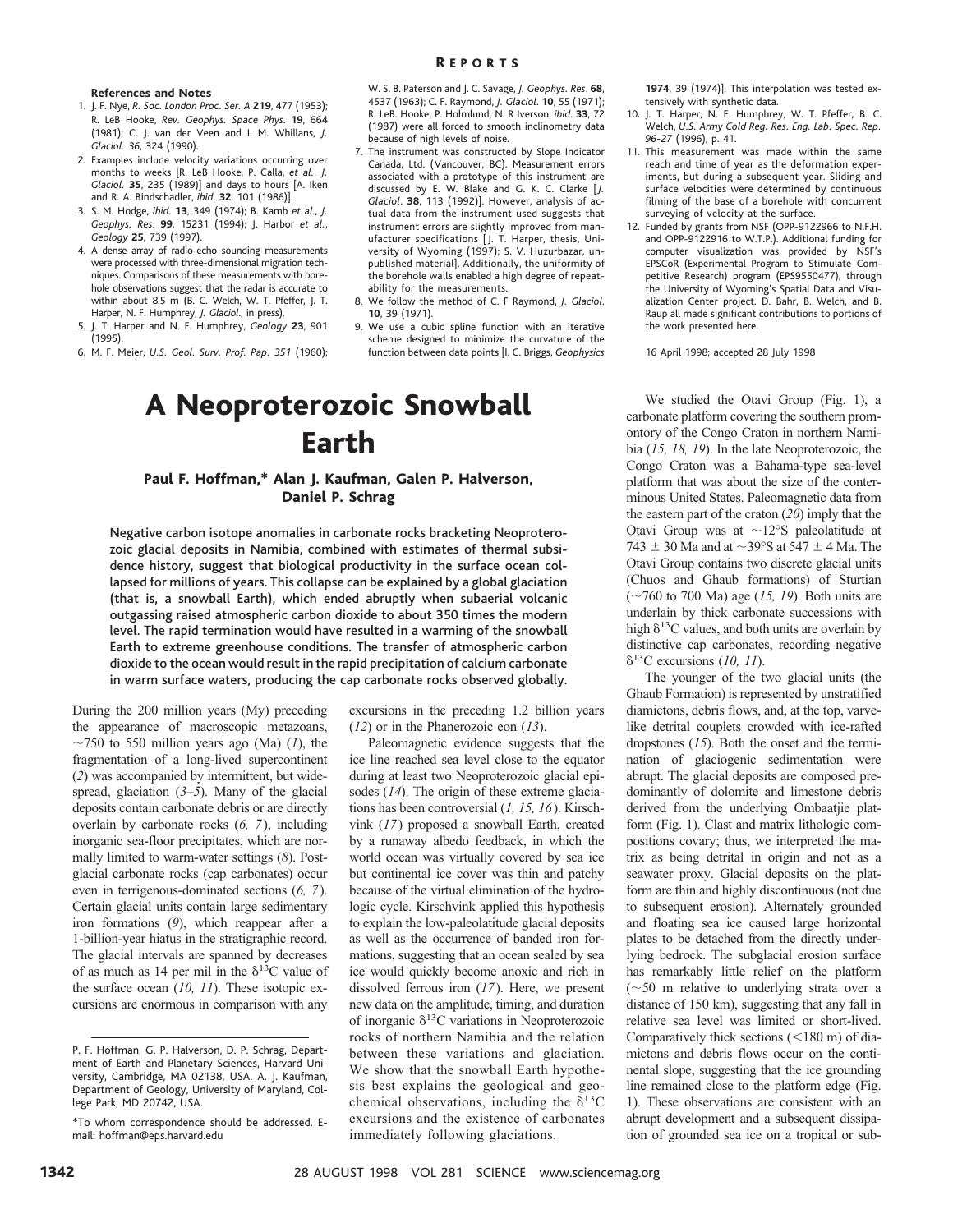### References and Notes

1. J. F. Nye, *R. Soc. London Proc. Ser. A* **219**, 477 (1953); R. LeB Hooke, *Rev. Geophys. Space Phys.* **19**, 664 (1981); C. J. van der Veen and I. M. Whillans, *J. Glaciol.* *36*, 324 (1990).
2. Examples include velocity variations occurring over months to weeks [R. LeB Hooke, P. Calla, *et al.*, *J. Glaciol.* **35**, 235 (1989)] and days to hours [A. Iken and R. A. Bindschadler, *ibid.* **32**, 101 (1986)].
3. S. M. Hodge, *ibid.* **13**, 349 (1974); B. Kamb *et al.*, *J. Geophys. Res.* **99**, 15231 (1994); J. Harbor *et al.*, *Geology* **25**, 739 (1997).
4. A dense array of radio-echo sounding measurements were processed with three-dimensional migration techniques. Comparisons of these measurements with borehole observations suggest that the radar is accurate to within about 8.5 m (B. C. Welch, W. T. Pfeffer, J. T. Harper, N. F. Humphrey, *J. Glaciol.*, in press).
5. J. T. Harper and N. F. Humphrey, *Geology* **23**, 901 (1995).
6. M. F. Meier, *U.S. Geol. Surv. Prof. Pap.* *351* (1960); W. S. B. Paterson and J. C. Savage, *J. Geophys. Res.* **68**, 4537 (1963); C. F. Raymond, *J. Glaciol.* **10**, 55 (1971); R. LeB. Hooke, P. Holmlund, N. R Iverson, *ibid.* **33**, 72 (1987) were all forced to smooth inclinometry data because of high levels of noise.
7. The instrument was constructed by Slope Indicator Canada, Ltd. (Vancouver, BC). Measurement errors associated with a prototype of this instrument are discussed by E. W. Blake and G. K. C. Clarke [*J. Glaciol.* **38**, 113 (1992)]. However, analysis of actual data from the instrument used suggests that instrument errors are slightly improved from manufacturer specifications [J. T. Harper, thesis, University of Wyoming (1997); S. V. Huzurbazar, unpublished material]. Additionally, the uniformity of the borehole walls enabled a high degree of repeatability for the measurements.
8. We follow the method of C. F Raymond, *J. Glaciol.* **10**, 39 (1971).
9. We use a cubic spline function with an iterative scheme designed to minimize the curvature of the function between data points [I. C. Briggs, *Geophysics* **1974**, 39 (1974)]. This interpolation was tested extensively with synthetic data.
10. J. T. Harper, N. F. Humphrey, W. T. Pfeffer, B. C. Welch, *U.S. Army Cold Reg. Res. Eng. Lab. Spec. Rep. 96-27* (1996), p. 41.
11. This measurement was made within the same reach and time of year as the deformation experiments, but during a subsequent year. Sliding and surface velocities were determined by continuous filming of the base of a borehole with concurrent surveying of velocity at the surface.
12. Funded by grants from NSF (OPP-9122966 to N.F.H. and OPP-9122916 to W.T.P.). Additional funding for computer visualization was provided by NSF's EPSCoR (Experimental Program to Stimulate Competitive Research) program (EPS9550477), through the University of Wyoming's Spatial Data and Visualization Center project. D. Bahr, B. Welch, and B. Raup all made significant contributions to portions of the work presented here.

16 April 1998; accepted 28 July 1998

# A Neoproterozoic Snowball Earth

**Paul F. Hoffman,\* Alan J. Kaufman, Galen P. Halverson, Daniel P. Schrag**

Negative carbon isotope anomalies in carbonate rocks bracketing Neoproterozoic glacial deposits in Namibia, combined with estimates of thermal subsidence history, suggest that biological productivity in the surface ocean collapsed for millions of years. This collapse can be explained by a global glaciation (that is, a snowball Earth), which ended abruptly when subaerial volcanic outgassing raised atmospheric carbon dioxide to about 350 times the modern level. The rapid termination would have resulted in a warming of the snowball Earth to extreme greenhouse conditions. The transfer of atmospheric carbon dioxide to the ocean would result in the rapid precipitation of calcium carbonate in warm surface waters, producing the cap carbonate rocks observed globally.

During the 200 million years (My) preceding the appearance of macroscopic metazoans, ~750 to 550 million years ago (Ma) (*1*), the fragmentation of a long-lived supercontinent (*2*) was accompanied by intermittent, but widespread, glaciation (*3–5*). Many of the glacial deposits contain carbonate debris or are directly overlain by carbonate rocks (*6, 7*), including inorganic sea-floor precipitates, which are normally limited to warm-water settings (*8*). Postglacial carbonate rocks (cap carbonates) occur even in terrigenous-dominated sections (*6, 7*). Certain glacial units contain large sedimentary iron formations (*9*), which reappear after a 1-billion-year hiatus in the stratigraphic record. The glacial intervals are spanned by decreases of as much as 14 per mil in the $\delta^{13}$C value of the surface ocean (*10, 11*). These isotopic excursions are enormous in comparison with any excursions in the preceding 1.2 billion years (*12*) or in the Phanerozoic eon (*13*).

Paleomagnetic evidence suggests that the ice line reached sea level close to the equator during at least two Neoproterozoic glacial episodes (*14*). The origin of these extreme glaciations has been controversial (*1, 15, 16*). Kirschvink (*17*) proposed a snowball Earth, created by a runaway albedo feedback, in which the world ocean was virtually covered by sea ice but continental ice cover was thin and patchy because of the virtual elimination of the hydrologic cycle. Kirschvink applied this hypothesis to explain the low-paleolatitude glacial deposits as well as the occurrence of banded iron formations, suggesting that an ocean sealed by sea ice would quickly become anoxic and rich in dissolved ferrous iron (*17*). Here, we present new data on the amplitude, timing, and duration of inorganic $\delta^{13}$C variations in Neoproterozoic rocks of northern Namibia and the relation between these variations and glaciation. We show that the snowball Earth hypothesis best explains the geological and geochemical observations, including the $\delta^{13}$C excursions and the existence of carbonates immediately following glaciations.

We studied the Otavi Group (Fig. 1), a carbonate platform covering the southern promontory of the Congo Craton in northern Namibia (*15, 18, 19*). In the late Neoproterozoic, the Congo Craton was a Bahama-type sea-level platform that was about the size of the conterminous United States. Paleomagnetic data from the eastern part of the craton (*20*) imply that the Otavi Group was at ~12°S paleolatitude at 743 ± 30 Ma and at ~39°S at 547 ± 4 Ma. The Otavi Group contains two discrete glacial units (Chuos and Ghaub formations) of Sturtian (~760 to 700 Ma) age (*15, 19*). Both units are underlain by thick carbonate successions with high $\delta^{13}$C values, and both units are overlain by distinctive cap carbonates, recording negative $\delta^{13}$C excursions (*10, 11*).

The younger of the two glacial units (the Ghaub Formation) is represented by unstratified diamictons, debris flows, and, at the top, varve-like detrital couplets crowded with ice-rafted dropstones (*15*). Both the onset and the termination of glaciogenic sedimentation were abrupt. The glacial deposits are composed predominantly of dolomite and limestone debris derived from the underlying Ombaatjie platform (Fig. 1). Clast and matrix lithologic compositions covary; thus, we interpreted the matrix as being detrital in origin and not as a seawater proxy. Glacial deposits on the platform are thin and highly discontinuous (not due to subsequent erosion). Alternately grounded and floating sea ice caused large horizontal plates to be detached from the directly underlying bedrock. The subglacial erosion surface has remarkably little relief on the platform (~50 m relative to underlying strata over a distance of 150 km), suggesting that any fall in relative sea level was limited or short-lived. Comparatively thick sections (<180 m) of diamictons and debris flows occur on the continental slope, suggesting that the ice grounding line remained close to the platform edge (Fig. 1). These observations are consistent with an abrupt development and a subsequent dissipation of grounded sea ice on a tropical or sub-

P. F. Hoffman, G. P. Halverson, D. P. Schrag, Department of Earth and Planetary Sciences, Harvard University, Cambridge, MA 02138, USA. A. J. Kaufman, Department of Geology, University of Maryland, College Park, MD 20742, USA.

\*To whom correspondence should be addressed. E-mail: hoffman@eps.harvard.edu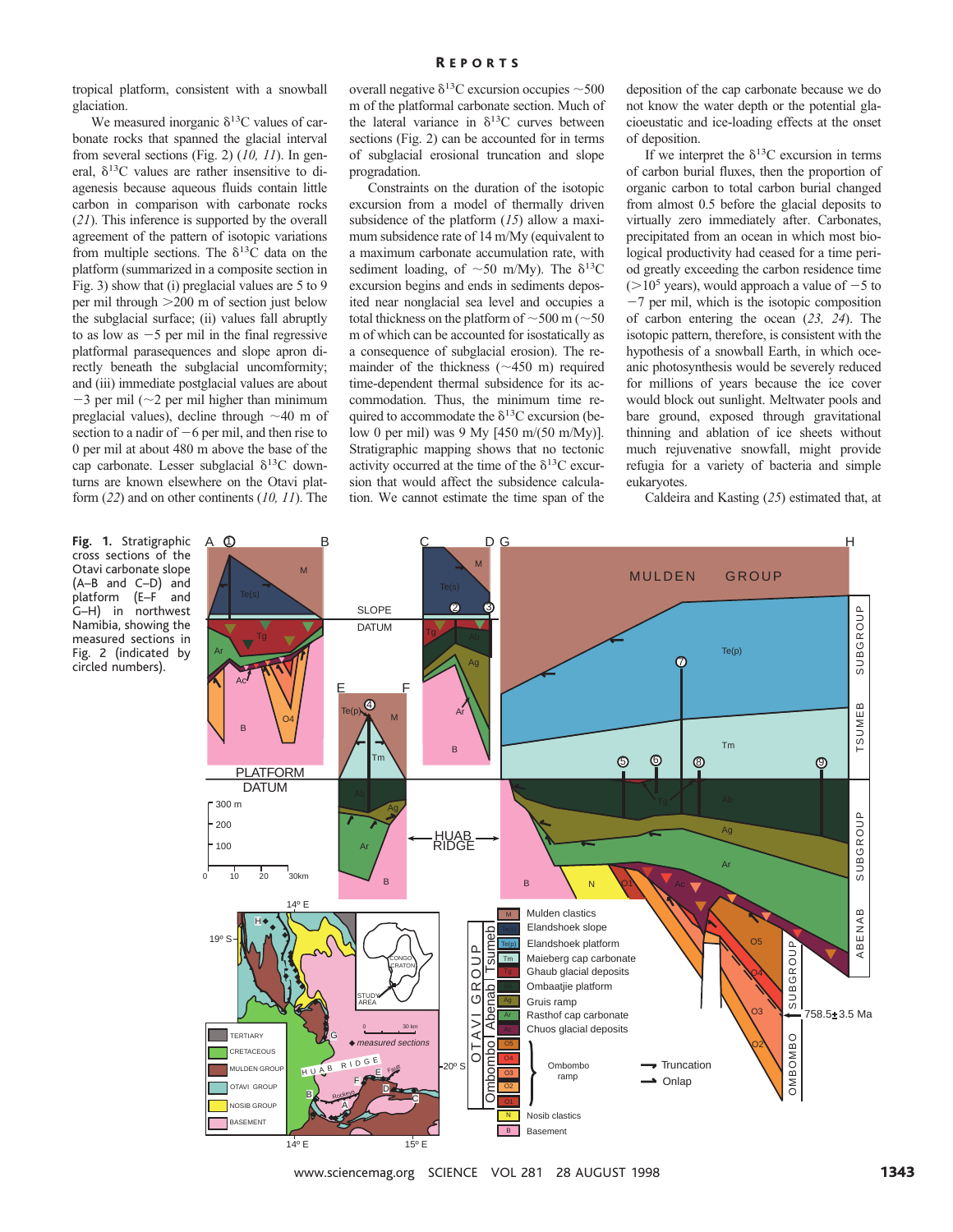tropical platform, consistent with a snowball glaciation.

We measured inorganic $\delta^{13}$C values of carbonate rocks that spanned the glacial interval from several sections (Fig. 2) (*10, 11*). In general, $\delta^{13}$C values are rather insensitive to diagenesis because aqueous fluids contain little carbon in comparison with carbonate rocks (*21*). This inference is supported by the overall agreement of the pattern of isotopic variations from multiple sections. The $\delta^{13}$C data on the platform (summarized in a composite section in Fig. 3) show that (i) preglacial values are 5 to 9 per mil through >200 m of section just below the subglacial surface; (ii) values fall abruptly to as low as −5 per mil in the final regressive platformal parasequences and slope apron directly beneath the subglacial unconformity; and (iii) immediate postglacial values are about −3 per mil (~2 per mil higher than minimum preglacial values), decline through ~40 m of section to a nadir of −6 per mil, and then rise to 0 per mil at about 480 m above the base of the cap carbonate. Lesser subglacial $\delta^{13}$C downturns are known elsewhere on the Otavi platform (*22*) and on other continents (*10, 11*). The overall negative $\delta^{13}$C excursion occupies ~500 m of the platformal carbonate section. Much of the lateral variance in $\delta^{13}$C curves between sections (Fig. 2) can be accounted for in terms of subglacial erosional truncation and slope progradation.

Constraints on the duration of the isotopic excursion from a model of thermally driven subsidence of the platform (*15*) allow a maximum subsidence rate of 14 m/My (equivalent to a maximum carbonate accumulation rate, with sediment loading, of ~50 m/My). The $\delta^{13}$C excursion begins and ends in sediments deposited near nonglacial sea level and occupies a total thickness on the platform of ~500 m (~50 m of which can be accounted for isostatically as a consequence of subglacial erosion). The remainder of the thickness (~450 m) required time-dependent thermal subsidence for its accommodation. Thus, the minimum time required to accommodate the $\delta^{13}$C excursion (below 0 per mil) was 9 My [450 m/(50 m/My)]. Stratigraphic mapping shows that no tectonic activity occurred at the time of the $\delta^{13}$C excursion that would affect the subsidence calculation. We cannot estimate the time span of the deposition of the cap carbonate because we do not know the water depth or the potential glacioeustatic and ice-loading effects at the onset of deposition.

If we interpret the $\delta^{13}$C excursion in terms of carbon burial fluxes, then the proportion of organic carbon to total carbon burial changed from almost 0.5 before the glacial deposits to virtually zero immediately after. Carbonates, precipitated from an ocean in which most biological productivity had ceased for a time period greatly exceeding the carbon residence time (>$10^5$ years), would approach a value of −5 to −7 per mil, which is the isotopic composition of carbon entering the ocean (*23, 24*). The isotopic pattern, therefore, is consistent with the hypothesis of a snowball Earth, in which oceanic photosynthesis would be severely reduced for millions of years because the ice cover would block out sunlight. Meltwater pools and bare ground, exposed through gravitational thinning and ablation of ice sheets without much rejuvenative snowfall, might provide refugia for a variety of bacteria and simple eukaryotes.

Caldeira and Kasting (*25*) estimated that, at

**Fig. 1.** Stratigraphic cross sections of the Otavi carbonate slope (A–B and C–D) and platform (E–F and G–H) in northwest Namibia, showing the measured sections in Fig. 2 (indicated by circled numbers).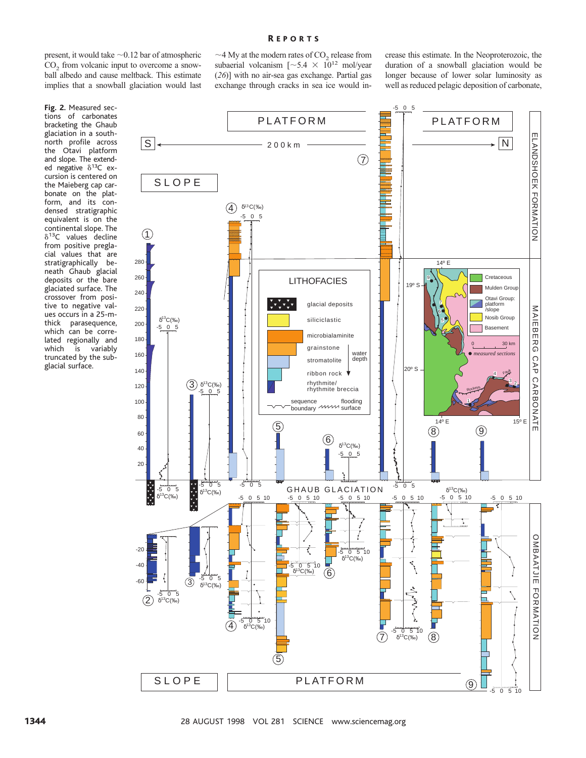present, it would take ~0.12 bar of atmospheric $CO_2$ from volcanic input to overcome a snowball albedo and cause meltback. This estimate implies that a snowball glaciation would last ~4 My at the modern rates of $CO_2$ release from subaerial volcanism [~$5.4 \times 10^{12}$ mol/year (*26*)] with no air-sea gas exchange. Partial gas exchange through cracks in sea ice would increase this estimate. In the Neoproterozoic, the duration of a snowball glaciation would be longer because of lower solar luminosity as well as reduced pelagic deposition of carbonate,

**Fig. 2.** Measured sections of carbonates bracketing the Ghaub glaciation in a south-north profile across the Otavi platform and slope. The extended negative $\delta^{13}C$ excursion is centered on the Maieberg cap carbonate on the platform, and its condensed stratigraphic equivalent is on the continental slope. The $\delta^{13}C$ values decline from positive preglacial values that are stratigraphically beneath Ghaub glacial deposits or the bare glaciated surface. The crossover from positive to negative values occurs in a 25-m-thick parasequence, which can be correlated regionally and which is variably truncated by the subglacial surface.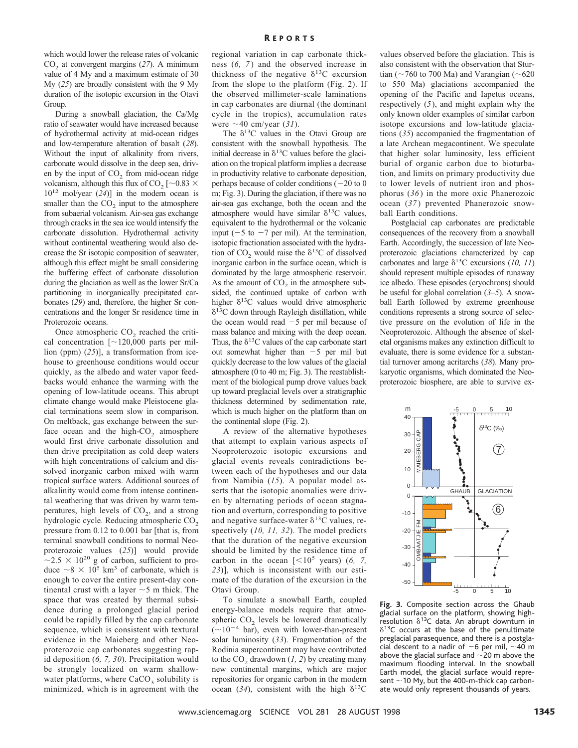which would lower the release rates of volcanic $CO_2$ at convergent margins (*27*). A minimum value of 4 My and a maximum estimate of 30 My (*25*) are broadly consistent with the 9 My duration of the isotopic excursion in the Otavi Group.

During a snowball glaciation, the Ca/Mg ratio of seawater would have increased because of hydrothermal activity at mid-ocean ridges and low-temperature alteration of basalt (*28*). Without the input of alkalinity from rivers, carbonate would dissolve in the deep sea, driven by the input of $CO_2$ from mid-ocean ridge volcanism, although this flux of $CO_2$ [$\sim 0.83 \times 10^{12}$ mol/year (*24*)] in the modern ocean is smaller than the $CO_2$ input to the atmosphere from subaerial volcanism. Air-sea gas exchange through cracks in the sea ice would intensify the carbonate dissolution. Hydrothermal activity without continental weathering would also decrease the Sr isotopic composition of seawater, although this effect might be small considering the buffering effect of carbonate dissolution during the glaciation as well as the lower Sr/Ca partitioning in inorganically precipitated carbonates (*29*) and, therefore, the higher Sr concentrations and the longer Sr residence time in Proterozoic oceans.

Once atmospheric $CO_2$ reached the critical concentration [$\sim$120,000 parts per million (ppm) (*25*)], a transformation from icehouse to greenhouse conditions would occur quickly, as the albedo and water vapor feedbacks would enhance the warming with the opening of low-latitude oceans. This abrupt climate change would make Pleistocene glacial terminations seem slow in comparison. On meltback, gas exchange between the surface ocean and the high-$CO_2$ atmosphere would first drive carbonate dissolution and then drive precipitation as cold deep waters with high concentrations of calcium and dissolved inorganic carbon mixed with warm tropical surface waters. Additional sources of alkalinity would come from intense continental weathering that was driven by warm temperatures, high levels of $CO_2$, and a strong hydrologic cycle. Reducing atmospheric $CO_2$ pressure from 0.12 to 0.001 bar [that is, from terminal snowball conditions to normal Neoproterozoic values (*25*)] would provide $\sim 2.5 \times 10^{20}$ g of carbon, sufficient to produce $\sim 8 \times 10^5$ km$^3$ of carbonate, which is enough to cover the entire present-day continental crust with a layer $\sim$5 m thick. The space that was created by thermal subsidence during a prolonged glacial period could be rapidly filled by the cap carbonate sequence, which is consistent with textural evidence in the Maieberg and other Neoproterozoic cap carbonates suggesting rapid deposition (*6, 7, 30*). Precipitation would be strongly localized on warm shallow-water platforms, where $CaCO_3$ solubility is minimized, which is in agreement with the regional variation in cap carbonate thickness (*6, 7*) and the observed increase in thickness of the negative $\delta^{13}C$ excursion from the slope to the platform (Fig. 2). If the observed millimeter-scale laminations in cap carbonates are diurnal (the dominant cycle in the tropics), accumulation rates were $\sim$40 cm/year (*31*).

The $\delta^{13}C$ values in the Otavi Group are consistent with the snowball hypothesis. The initial decrease in $\delta^{13}C$ values before the glaciation on the tropical platform implies a decrease in productivity relative to carbonate deposition, perhaps because of colder conditions ($-20$ to 0 m; Fig. 3). During the glaciation, if there was no air-sea gas exchange, both the ocean and the atmosphere would have similar $\delta^{13}C$ values, equivalent to the hydrothermal or the volcanic input ($-5$ to $-7$ per mil). At the termination, isotopic fractionation associated with the hydration of $CO_2$ would raise the $\delta^{13}C$ of dissolved inorganic carbon in the surface ocean, which is dominated by the large atmospheric reservoir. As the amount of $CO_2$ in the atmosphere subsided, the continued uptake of carbon with higher $\delta^{13}C$ values would drive atmospheric $\delta^{13}C$ down through Rayleigh distillation, while the ocean would read $-5$ per mil because of mass balance and mixing with the deep ocean. Thus, the $\delta^{13}C$ values of the cap carbonate start out somewhat higher than $-5$ per mil but quickly decrease to the low values of the glacial atmosphere (0 to 40 m; Fig. 3). The reestablishment of the biological pump drove values back up toward preglacial levels over a stratigraphic thickness determined by sedimentation rate, which is much higher on the platform than on the continental slope (Fig. 2).

A review of the alternative hypotheses that attempt to explain various aspects of Neoproterozoic isotopic excursions and glacial events reveals contradictions between each of the hypotheses and our data from Namibia (*15*). A popular model asserts that the isotopic anomalies were driven by alternating periods of ocean stagnation and overturn, corresponding to positive and negative surface-water $\delta^{13}C$ values, respectively (*10, 11, 32*). The model predicts that the duration of the negative excursion should be limited by the residence time of carbon in the ocean [$<10^5$ years) (*6, 7, 23*)], which is inconsistent with our estimate of the duration of the excursion in the Otavi Group.

To simulate a snowball Earth, coupled energy-balance models require that atmospheric $CO_2$ levels be lowered dramatically ($\sim 10^{-4}$ bar), even with lower-than-present solar luminosity (*33*). Fragmentation of the Rodinia supercontinent may have contributed to the $CO_2$ drawdown (*1, 2*) by creating many new continental margins, which are major repositories for organic carbon in the modern ocean (*34*), consistent with the high $\delta^{13}C$ values observed before the glaciation. This is also consistent with the observation that Sturtian ($\sim$760 to 700 Ma) and Varangian ($\sim$620 to 550 Ma) glaciations accompanied the opening of the Pacific and Iapetus oceans, respectively (*5*), and might explain why the only known older examples of similar carbon isotope excursions and low-latitude glaciations (*35*) accompanied the fragmentation of a late Archean megacontinent. We speculate that higher solar luminosity, less efficient burial of organic carbon due to bioturbation, and limits on primary productivity due to lower levels of nutrient iron and phosphorus (*36*) in the more oxic Phanerozoic ocean (*37*) prevented Phanerozoic snowball Earth conditions.

Postglacial cap carbonates are predictable consequences of the recovery from a snowball Earth. Accordingly, the succession of late Neoproterozoic glaciations characterized by cap carbonates and large $\delta^{13}C$ excursions (*10, 11*) should represent multiple episodes of runaway ice albedo. These episodes (cryochrons) should be useful for global correlation (*3–5*). A snowball Earth followed by extreme greenhouse conditions represents a strong source of selective pressure on the evolution of life in the Neoproterozoic. Although the absence of skeletal organisms makes any extinction difficult to evaluate, there is some evidence for a substantial turnover among acritarchs (*38*). Many prokaryotic organisms, which dominated the Neoproterozoic biosphere, are able to survive ex-

**Fig. 3.** Composite section across the Ghaub glacial surface on the platform, showing high-resolution $\delta^{13}C$ data. An abrupt downturn in $\delta^{13}C$ occurs at the base of the penultimate preglacial parasequence, and there is a postglacial descent to a nadir of $-6$ per mil, $\sim$40 m above the glacial surface and $\sim$20 m above the maximum flooding interval. In the snowball Earth model, the glacial surface would represent $\sim$10 My, but the 400-m-thick cap carbonate would only represent thousands of years.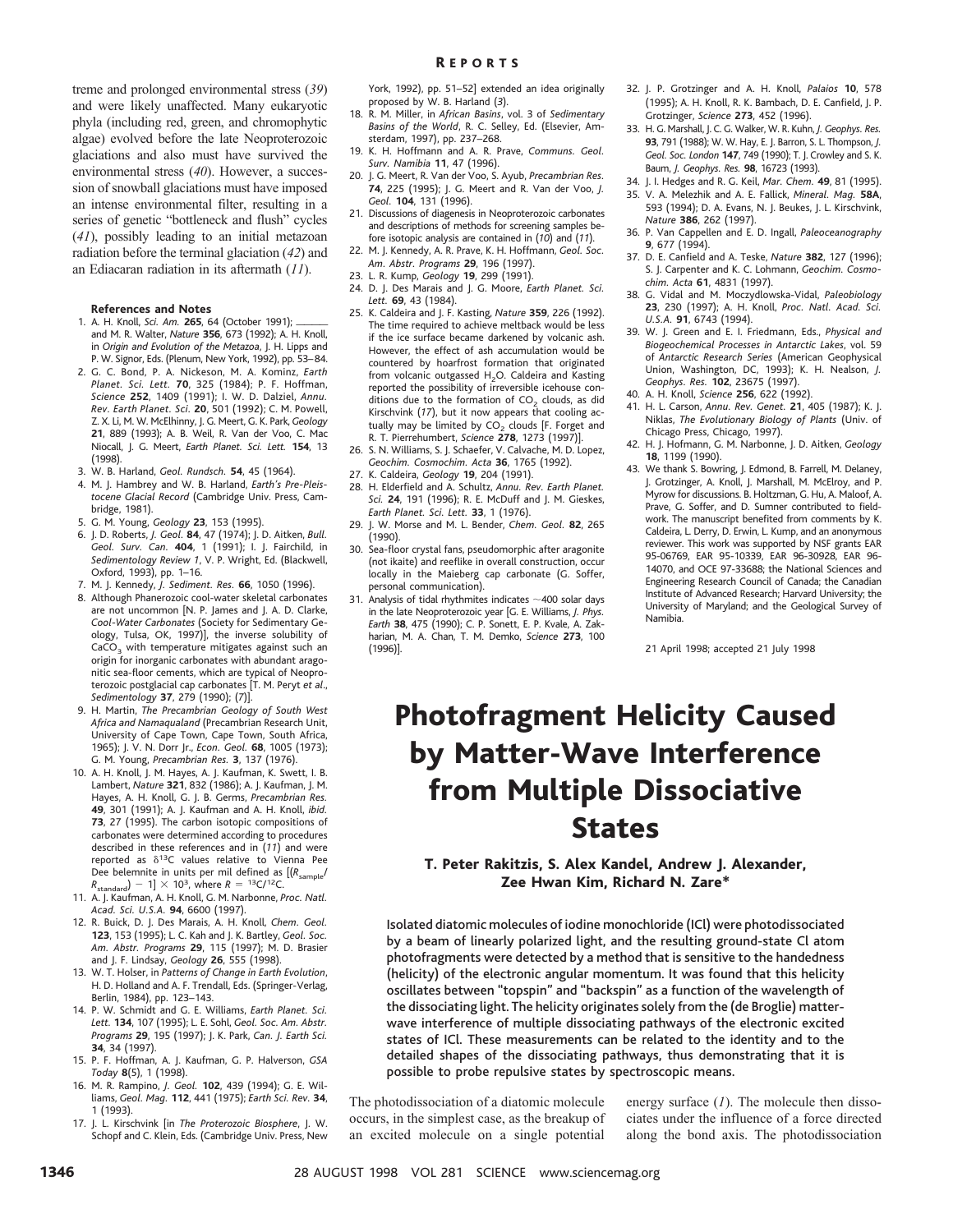treme and prolonged environmental stress (39) and were likely unaffected. Many eukaryotic phyla (including red, green, and chromophytic algae) evolved before the late Neoproterozoic glaciations and also must have survived the environmental stress (40). However, a succession of snowball glaciations must have imposed an intense environmental filter, resulting in a series of genetic "bottleneck and flush" cycles (41), possibly leading to an initial metazoan radiation before the terminal glaciation (42) and an Ediacaran radiation in its aftermath (11).

**References and Notes**

1. A. H. Knoll, *Sci. Am.* **265**, 64 (October 1991); ——— and M. R. Walter, *Nature* **356**, 673 (1992); A. H. Knoll, in *Origin and Evolution of the Metazoa*, J. H. Lipps and P. W. Signor, Eds. (Plenum, New York, 1992), pp. 53–84.
2. C. G. Bond, P. A. Nickeson, M. A. Kominz, *Earth Planet. Sci. Lett.* **70**, 325 (1984); P. F. Hoffman, *Science* **252**, 1409 (1991); I. W. D. Dalziel, *Annu. Rev. Earth Planet. Sci.* **20**, 501 (1992); C. M. Powell, Z. X. Li, M. W. McElhinny, J. G. Meert, G. K. Park, *Geology* **21**, 889 (1993); A. B. Weil, R. Van der Voo, C. Mac Niocall, J. G. Meert, *Earth Planet. Sci. Lett.* **154**, 13 (1998).
3. W. B. Harland, *Geol. Rundsch.* **54**, 45 (1964).
4. M. J. Hambrey and W. B. Harland, *Earth's Pre-Pleistocene Glacial Record* (Cambridge Univ. Press, Cambridge, 1981).
5. G. M. Young, *Geology* **23**, 153 (1995).
6. J. D. Roberts, *J. Geol.* **84**, 47 (1974); J. D. Aitken, *Bull. Geol. Surv. Can.* **404**, 1 (1991); I. J. Fairchild, in *Sedimentology Review 1*, V. P. Wright, Ed. (Blackwell, Oxford, 1993), pp. 1–16.
7. M. J. Kennedy, *J. Sediment. Res.* **66**, 1050 (1996).
8. Although Phanerozoic cool-water skeletal carbonates are not uncommon [N. P. James and J. A. D. Clarke, *Cool-Water Carbonates* (Society for Sedimentary Geology, Tulsa, OK, 1997)], the inverse solubility of $CaCO_3$ with temperature mitigates against such an origin for inorganic carbonates with abundant aragonitic sea-floor cements, which are typical of Neoproterozoic postglacial cap carbonates [T. M. Peryt *et al.*, *Sedimentology* **37**, 279 (1990); (7)].
9. H. Martin, *The Precambrian Geology of South West Africa and Namaqualand* (Precambrian Research Unit, University of Cape Town, Cape Town, South Africa, 1965); J. V. N. Dorr Jr., *Econ. Geol.* **68**, 1005 (1973); G. M. Young, *Precambrian Res.* **3**, 137 (1976).
10. A. H. Knoll, J. M. Hayes, A. J. Kaufman, K. Swett, I. B. Lambert, *Nature* **321**, 832 (1986); A. J. Kaufman, J. M. Hayes, A. H. Knoll, G. J. B. Germs, *Precambrian Res.* **49**, 301 (1991); A. J. Kaufman and A. H. Knoll, *ibid.* **73**, 27 (1995). The carbon isotopic compositions of carbonates were determined according to procedures described in these references and in (11) and were reported as $\delta^{13}C$ values relative to Vienna Pee Dee belemnite in units per mil defined as $[(R_{\mathrm{sample}}/R_{\mathrm{standard}}) - 1] \times 10^3$, where $R = {}^{13}C/{}^{12}C$.
11. A. J. Kaufman, A. H. Knoll, G. M. Narbonne, *Proc. Natl. Acad. Sci. U.S.A.* **94**, 6600 (1997).
12. R. Buick, D. J. Des Marais, A. H. Knoll, *Chem. Geol.* **123**, 153 (1995); L. C. Kah and J. K. Bartley, *Geol. Soc. Am. Abstr. Programs* **29**, 115 (1997); M. D. Brasier and J. F. Lindsay, *Geology* **26**, 555 (1998).
13. W. T. Holser, in *Patterns of Change in Earth Evolution*, H. D. Holland and A. F. Trendall, Eds. (Springer-Verlag, Berlin, 1984), pp. 123–143.
14. P. W. Schmidt and G. E. Williams, *Earth Planet. Sci. Lett.* **134**, 107 (1995); L. E. Sohl, *Geol. Soc. Am. Abstr. Programs* **29**, 195 (1997); J. K. Park, *Can. J. Earth Sci.* **34**, 34 (1997).
15. P. F. Hoffman, A. J. Kaufman, G. P. Halverson, *GSA Today* **8**(5), 1 (1998).
16. M. R. Rampino, *J. Geol.* **102**, 439 (1994); G. E. Williams, *Geol. Mag.* **112**, 441 (1975); *Earth Sci. Rev.* **34**, 1 (1993).
17. J. L. Kirschvink [in *The Proterozoic Biosphere*, J. W. Schopf and C. Klein, Eds. (Cambridge Univ. Press, New York, 1992), pp. 51–52] extended an idea originally proposed by W. B. Harland (3).
18. R. M. Miller, in *African Basins*, vol. 3 of *Sedimentary Basins of the World*, R. C. Selley, Ed. (Elsevier, Amsterdam, 1997), pp. 237–268.
19. K. H. Hoffmann and A. R. Prave, *Communs. Geol. Surv. Namibia* **11**, 47 (1996).
20. J. G. Meert, R. Van der Voo, S. Ayub, *Precambrian Res.* **74**, 225 (1995); J. G. Meert and R. Van der Voo, *J. Geol.* **104**, 131 (1996).
21. Discussions of diagenesis in Neoproterozoic carbonates and descriptions of methods for screening samples before isotopic analysis are contained in (10) and (11).
22. M. J. Kennedy, A. R. Prave, K. H. Hoffmann, *Geol. Soc. Am. Abstr. Programs* **29**, 196 (1997).
23. L. R. Kump, *Geology* **19**, 299 (1991).
24. D. J. Des Marais and J. G. Moore, *Earth Planet. Sci. Lett.* **69**, 43 (1984).
25. K. Caldeira and J. F. Kasting, *Nature* **359**, 226 (1992). The time required to achieve meltback would be less if the ice surface became darkened by volcanic ash. However, the effect of ash accumulation would be countered by hoarfrost formation that originated from volcanic outgassed $H_2O$. Caldeira and Kasting reported the possibility of irreversible icehouse conditions due to the formation of $CO_2$ clouds, as did Kirschvink (17), but it now appears that cooling actually may be limited by $CO_2$ clouds [F. Forget and R. T. Pierrehumbert, *Science* **278**, 1273 (1997)].
26. S. N. Williams, S. J. Schaefer, V. Calvache, M. D. Lopez, *Geochim. Cosmochim. Acta* **36**, 1765 (1992).
27. K. Caldeira, *Geology* **19**, 204 (1991).
28. H. Elderfield and A. Schultz, *Annu. Rev. Earth Planet. Sci.* **24**, 191 (1996); R. E. McDuff and J. M. Gieskes, *Earth Planet. Sci. Lett.* **33**, 1 (1976).
29. J. W. Morse and M. L. Bender, *Chem. Geol.* **82**, 265 (1990).
30. Sea-floor crystal fans, pseudomorphic after aragonite (not ikaite) and reeflike in overall construction, occur locally in the Maieberg cap carbonate (G. Soffer, personal communication).
31. Analysis of tidal rhythmites indicates ~400 solar days in the late Neoproterozoic year [G. E. Williams, *J. Phys. Earth* **38**, 475 (1990); C. P. Sonett, E. P. Kvale, A. Zakharian, M. A. Chan, T. M. Demko, *Science* **273**, 100 (1996)].
32. J. P. Grotzinger and A. H. Knoll, *Palaios* **10**, 578 (1995); A. H. Knoll, R. K. Bambach, D. E. Canfield, J. P. Grotzinger, *Science* **273**, 452 (1996).
33. H. G. Marshall, J. C. G. Walker, W. R. Kuhn, *J. Geophys. Res.* **93**, 791 (1988); W. W. Hay, E. J. Barron, S. L. Thompson, *J. Geol. Soc. London* **147**, 749 (1990); T. J. Crowley and S. K. Baum, *J. Geophys. Res.* **98**, 16723 (1993).
34. J. I. Hedges and R. G. Keil, *Mar. Chem.* **49**, 81 (1995).
35. V. A. Melezhik and A. E. Fallick, *Mineral. Mag.* **58A**, 593 (1994); D. A. Evans, N. J. Beukes, J. L. Kirschvink, *Nature* **386**, 262 (1997).
36. P. Van Cappellen and E. D. Ingall, *Paleoceanography* **9**, 677 (1994).
37. D. E. Canfield and A. Teske, *Nature* **382**, 127 (1996); S. J. Carpenter and K. C. Lohmann, *Geochim. Cosmochim. Acta* **61**, 4831 (1997).
38. G. Vidal and M. Moczydlowska-Vidal, *Paleobiology* **23**, 230 (1997); A. H. Knoll, *Proc. Natl. Acad. Sci. U.S.A.* **91**, 6743 (1994).
39. W. J. Green and E. I. Friedmann, Eds., *Physical and Biogeochemical Processes in Antarctic Lakes*, vol. 59 of *Antarctic Research Series* (American Geophysical Union, Washington, DC, 1993); K. H. Nealson, *J. Geophys. Res.* **102**, 23675 (1997).
40. A. H. Knoll, *Science* **256**, 622 (1992).
41. H. L. Carson, *Annu. Rev. Genet.* **21**, 405 (1987); K. J. Niklas, *The Evolutionary Biology of Plants* (Univ. of Chicago Press, Chicago, 1997).
42. H. J. Hofmann, G. M. Narbonne, J. D. Aitken, *Geology* **18**, 1199 (1990).
43. We thank S. Bowring, J. Edmond, B. Farrell, M. Delaney, J. Grotzinger, A. Knoll, J. Marshall, M. McElroy, and P. Myrow for discussions. B. Holtzman, G. Hu, A. Maloof, A. Prave, G. Soffer, and D. Sumner contributed to fieldwork. The manuscript benefited from comments by K. Caldeira, L. Derry, D. Erwin, L. Kump, and an anonymous reviewer. This work was supported by NSF grants EAR 95-06769, EAR 95-10339, EAR 96-30928, EAR 96-14070, and OCE 97-33688; the National Sciences and Engineering Research Council of Canada; the Canadian Institute of Advanced Research; Harvard University; the University of Maryland; and the Geological Survey of Namibia.

21 April 1998; accepted 21 July 1998

# Photofragment Helicity Caused by Matter-Wave Interference from Multiple Dissociative States

**T. Peter Rakitzis, S. Alex Kandel, Andrew J. Alexander, Zee Hwan Kim, Richard N. Zare***

Isolated diatomic molecules of iodine monochloride (ICl) were photodissociated by a beam of linearly polarized light, and the resulting ground-state Cl atom photofragments were detected by a method that is sensitive to the handedness (helicity) of the electronic angular momentum. It was found that this helicity oscillates between "topspin" and "backspin" as a function of the wavelength of the dissociating light. The helicity originates solely from the (de Broglie) matter-wave interference of multiple dissociating pathways of the electronic excited states of ICl. These measurements can be related to the identity and to the detailed shapes of the dissociating pathways, thus demonstrating that it is possible to probe repulsive states by spectroscopic means.

The photodissociation of a diatomic molecule occurs, in the simplest case, as the breakup of an excited molecule on a single potential energy surface (1). The molecule then dissociates under the influence of a force directed along the bond axis. The photodissociation